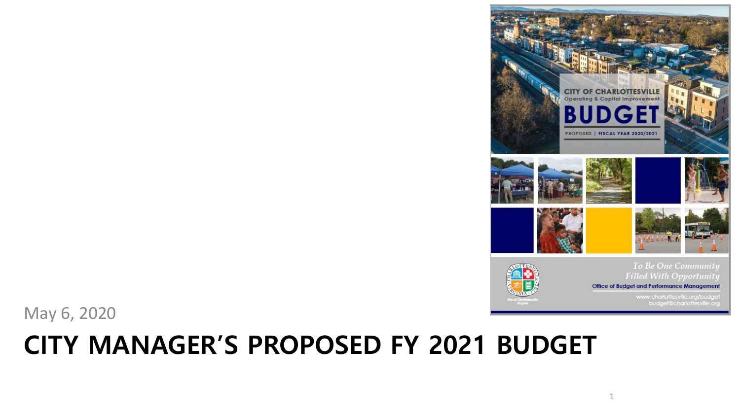May 6, 2020

# CITY MANAGER'S PROPOSED FY 2021 BUDGET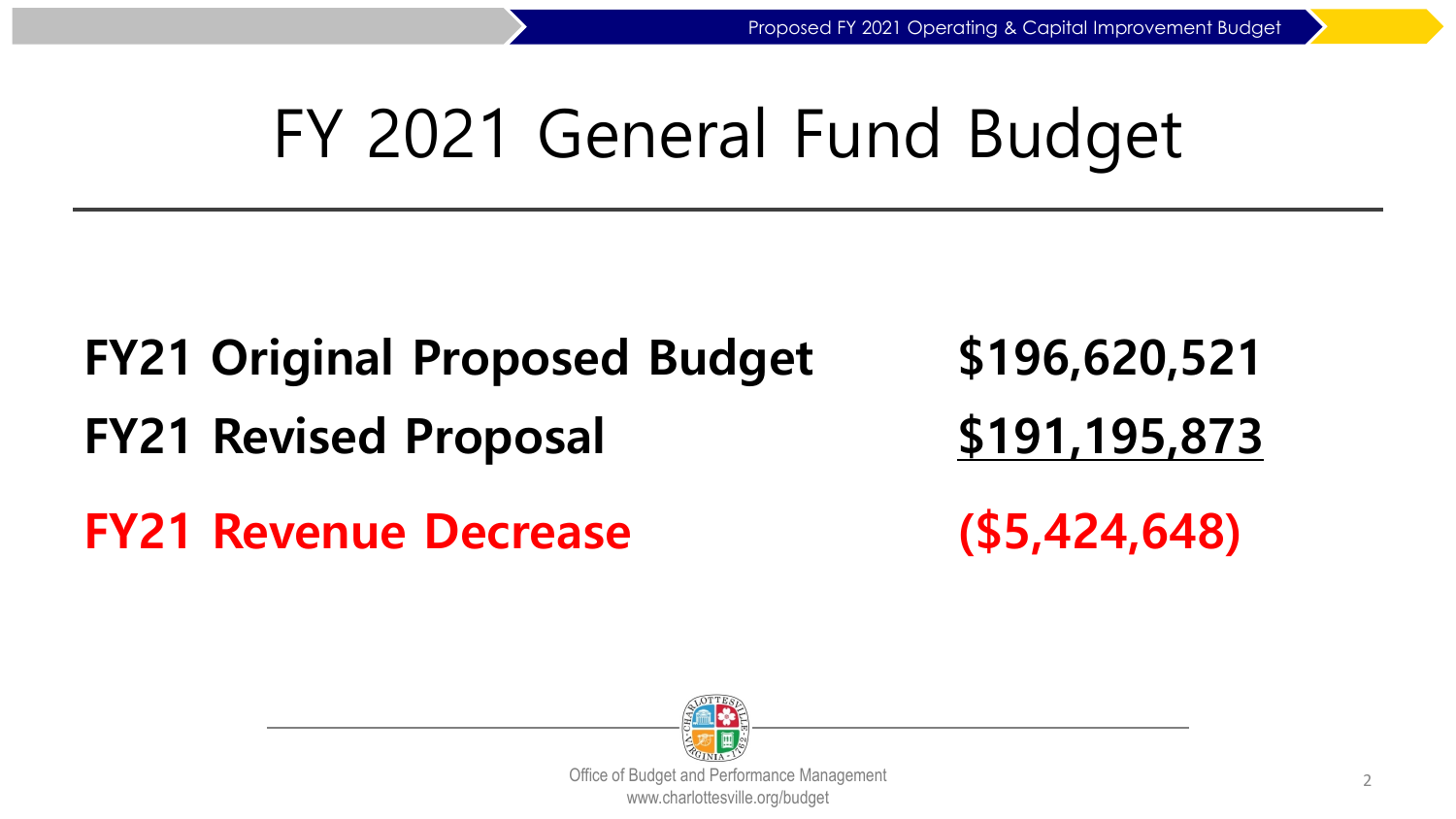# FY 2021 General Fund Budget

| | |
|---|---|
| **FY21 Original Proposed Budget** | **$196,620,521** |
| **FY21 Revised Proposal** | **$191,195,873** |
| **FY21 Revenue Decrease** | **($5,424,648)** |

Office of Budget and Performance Management
www.charlottesville.org/budget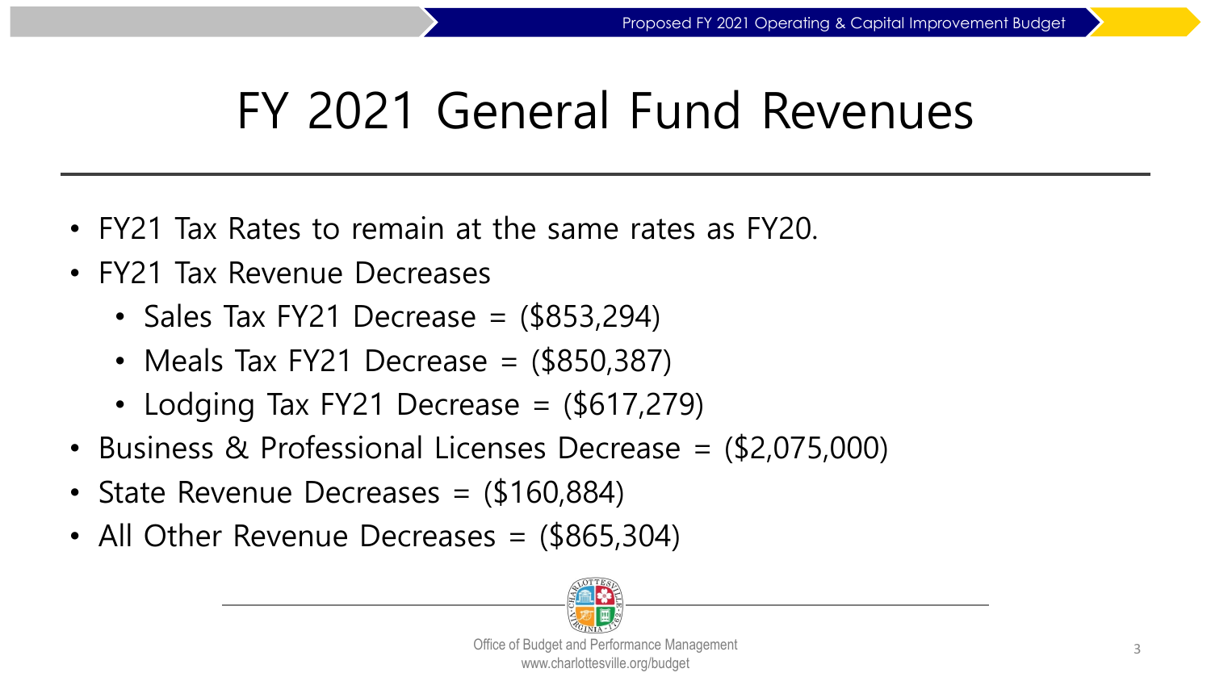# FY 2021 General Fund Revenues

- FY21 Tax Rates to remain at the same rates as FY20.
- FY21 Tax Revenue Decreases
  - Sales Tax FY21 Decrease = ($853,294)
  - Meals Tax FY21 Decrease = ($850,387)
  - Lodging Tax FY21 Decrease = ($617,279)
- Business & Professional Licenses Decrease = ($2,075,000)
- State Revenue Decreases = ($160,884)
- All Other Revenue Decreases = ($865,304)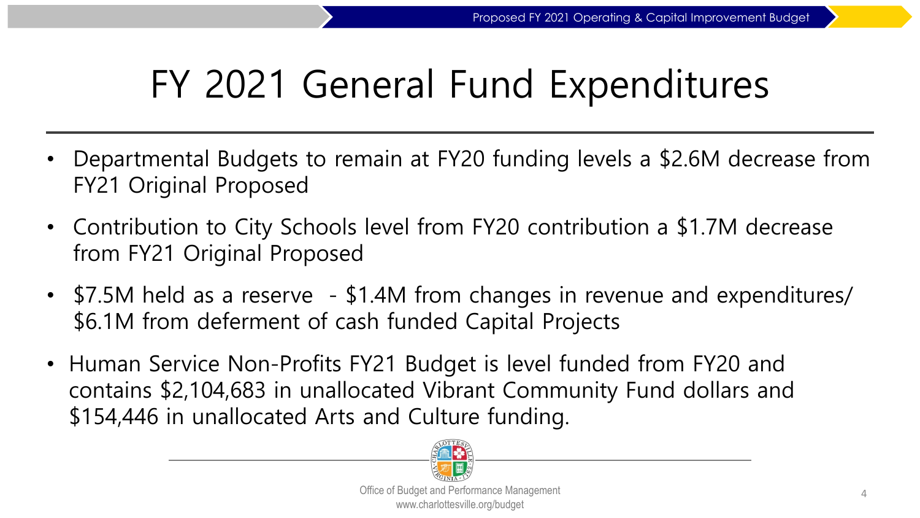# FY 2021 General Fund Expenditures

- Departmental Budgets to remain at FY20 funding levels a $2.6M decrease from FY21 Original Proposed
- Contribution to City Schools level from FY20 contribution a $1.7M decrease from FY21 Original Proposed
- $7.5M held as a reserve - $1.4M from changes in revenue and expenditures/ $6.1M from deferment of cash funded Capital Projects
- Human Service Non-Profits FY21 Budget is level funded from FY20 and contains $2,104,683 in unallocated Vibrant Community Fund dollars and $154,446 in unallocated Arts and Culture funding.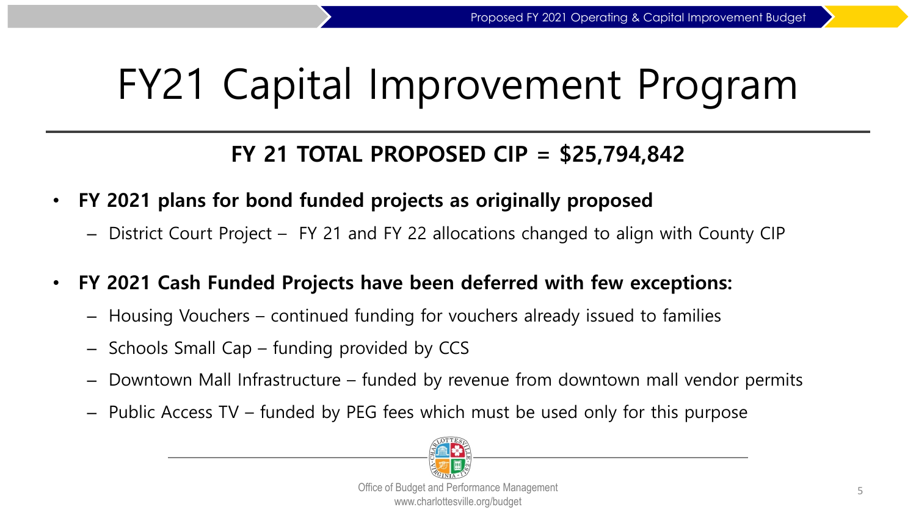# FY21 Capital Improvement Program

## FY 21 TOTAL PROPOSED CIP = $25,794,842

- **FY 2021 plans for bond funded projects as originally proposed**
  - District Court Project – FY 21 and FY 22 allocations changed to align with County CIP
- **FY 2021 Cash Funded Projects have been deferred with few exceptions:**
  - Housing Vouchers – continued funding for vouchers already issued to families
  - Schools Small Cap – funding provided by CCS
  - Downtown Mall Infrastructure – funded by revenue from downtown mall vendor permits
  - Public Access TV – funded by PEG fees which must be used only for this purpose

Office of Budget and Performance Management
www.charlottesville.org/budget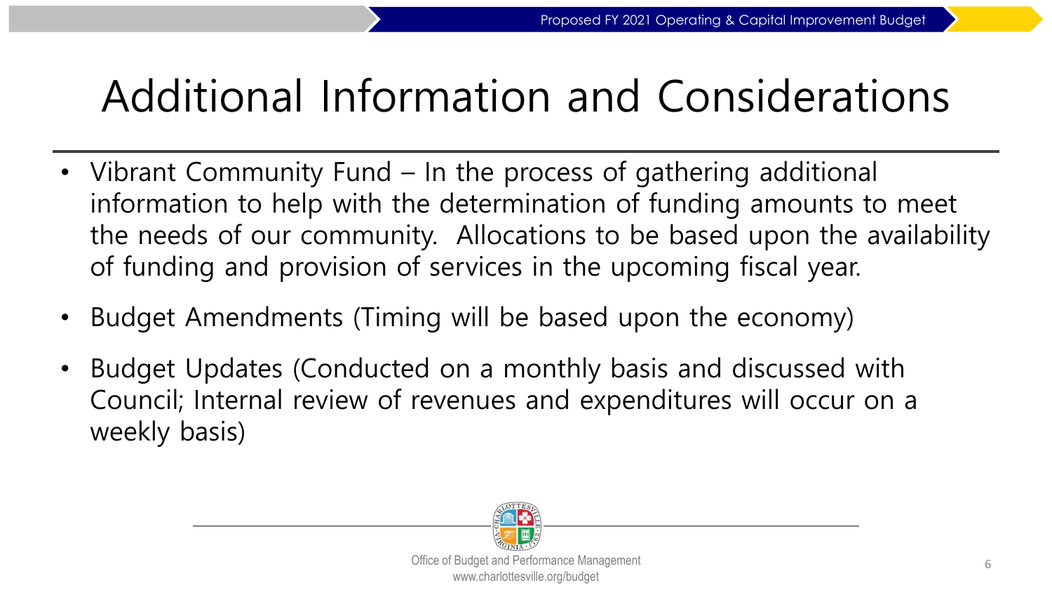# Additional Information and Considerations

- Vibrant Community Fund – In the process of gathering additional information to help with the determination of funding amounts to meet the needs of our community. Allocations to be based upon the availability of funding and provision of services in the upcoming fiscal year.
- Budget Amendments (Timing will be based upon the economy)
- Budget Updates (Conducted on a monthly basis and discussed with Council; Internal review of revenues and expenditures will occur on a weekly basis)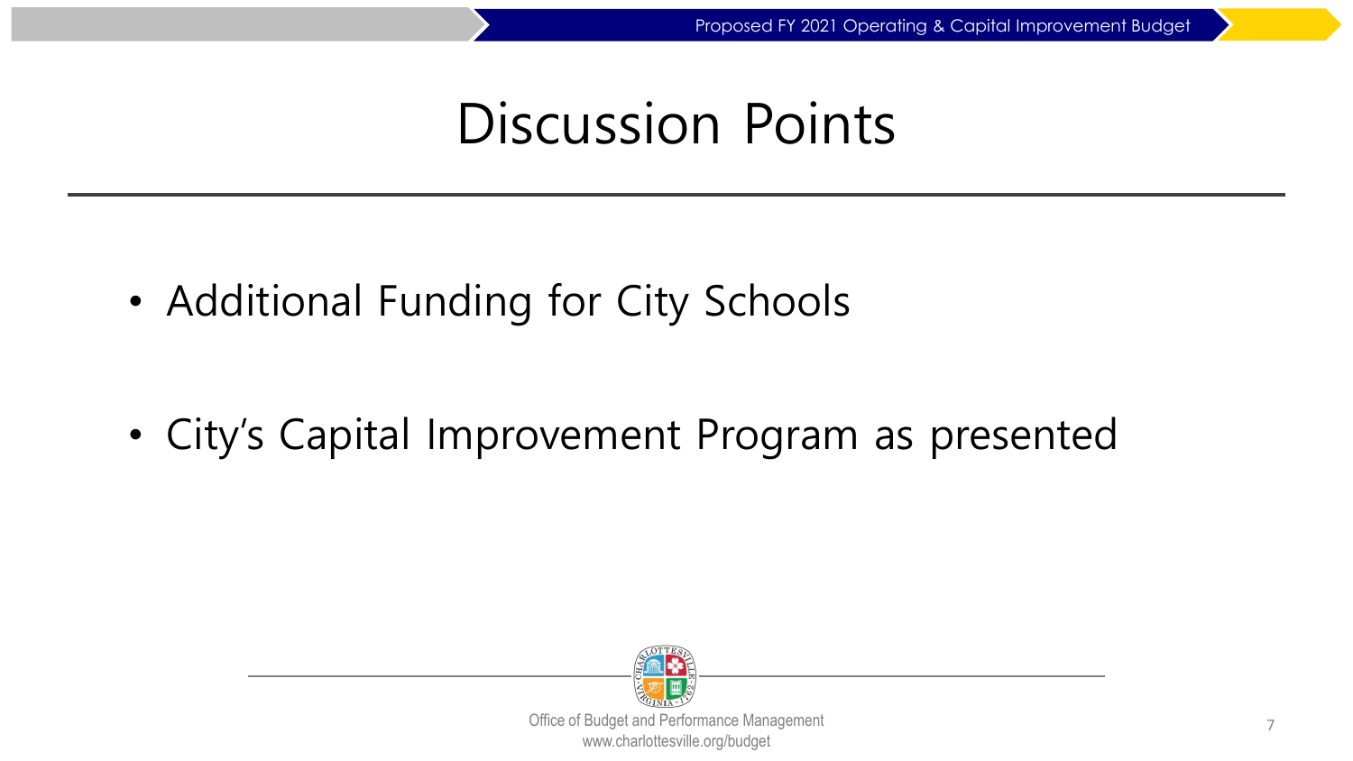# Discussion Points

- Additional Funding for City Schools
- City's Capital Improvement Program as presented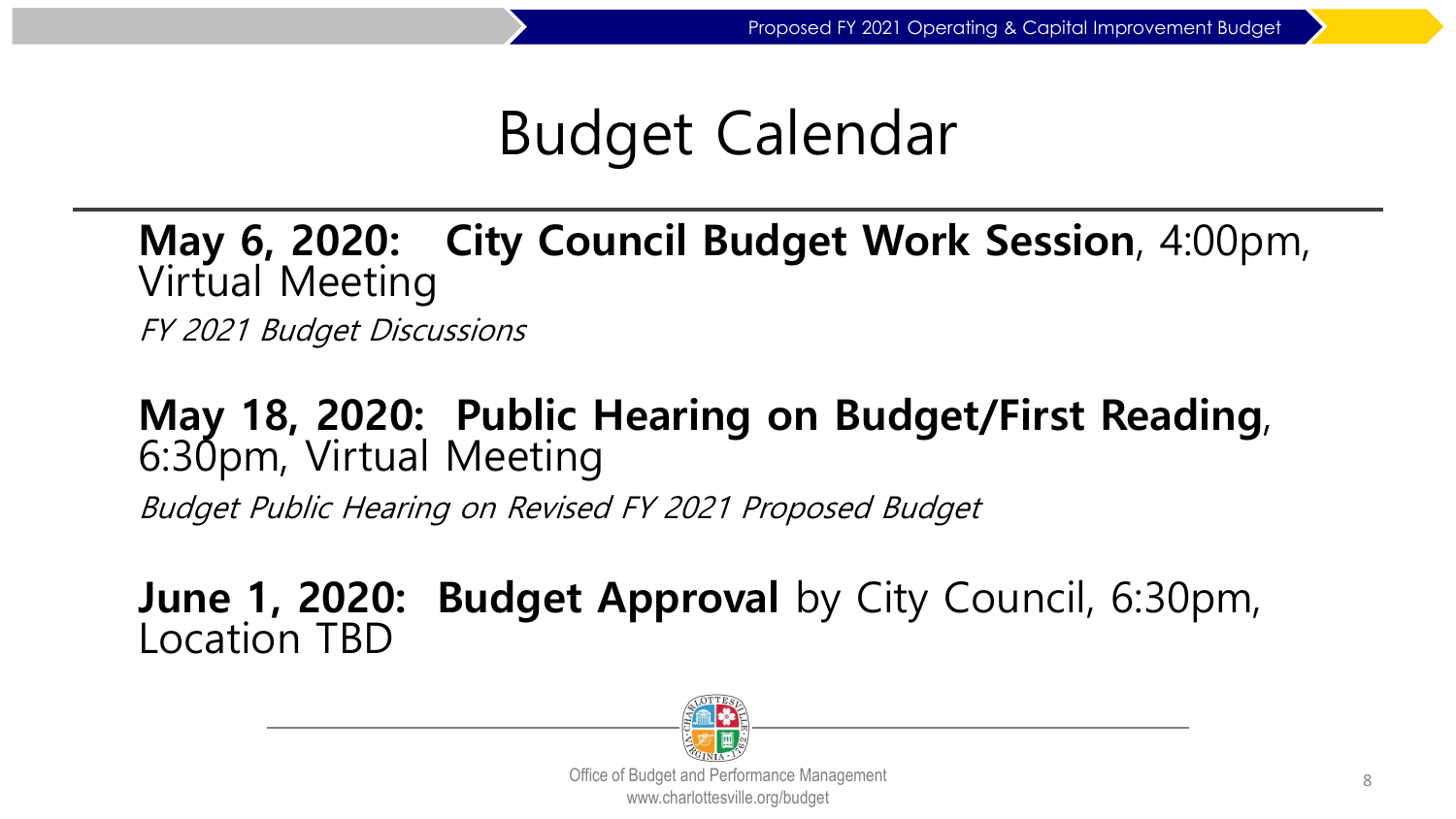# Budget Calendar

**May 6, 2020: City Council Budget Work Session**, 4:00pm, Virtual Meeting

*FY 2021 Budget Discussions*

**May 18, 2020: Public Hearing on Budget/First Reading**, 6:30pm, Virtual Meeting

*Budget Public Hearing on Revised FY 2021 Proposed Budget*

**June 1, 2020: Budget Approval** by City Council, 6:30pm, Location TBD

Office of Budget and Performance Management
www.charlottesville.org/budget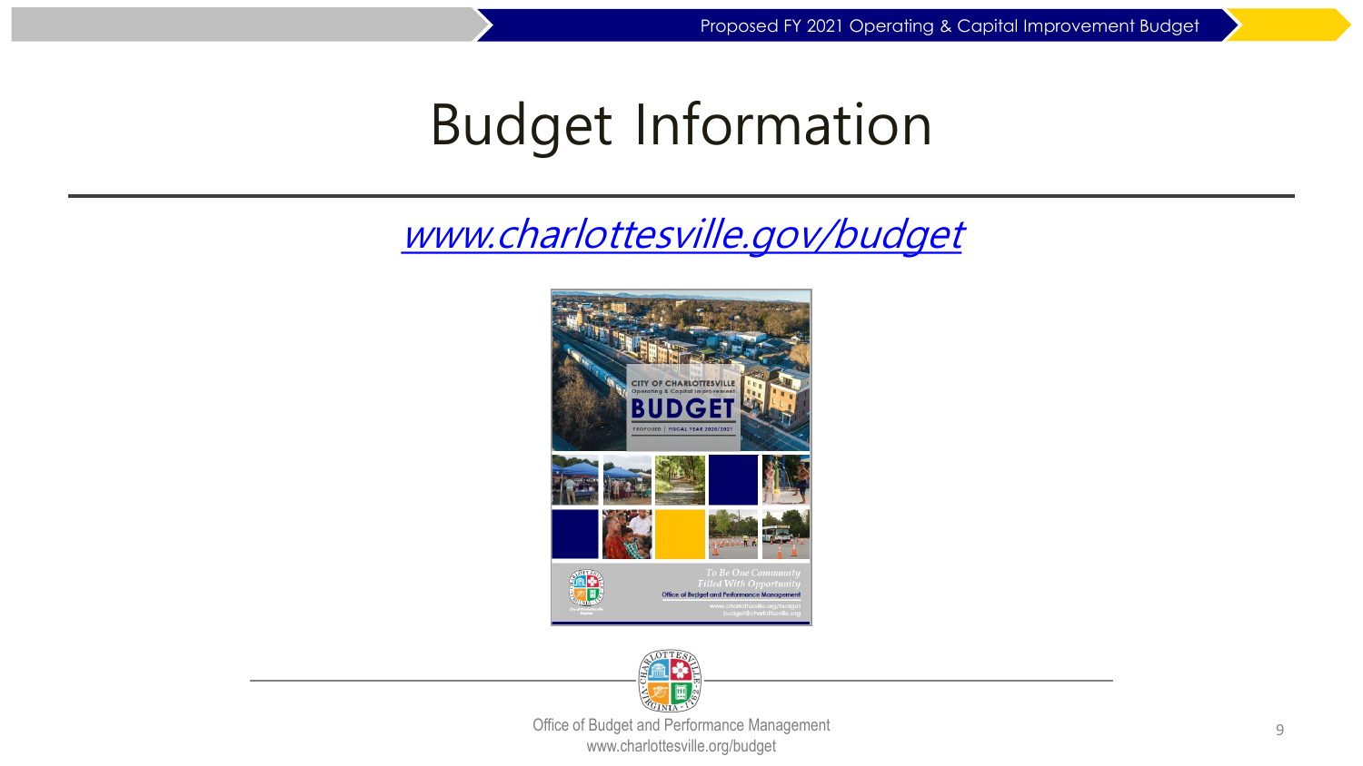# Budget Information

[www.charlottesville.gov/budget](http://www.charlottesville.gov/budget)